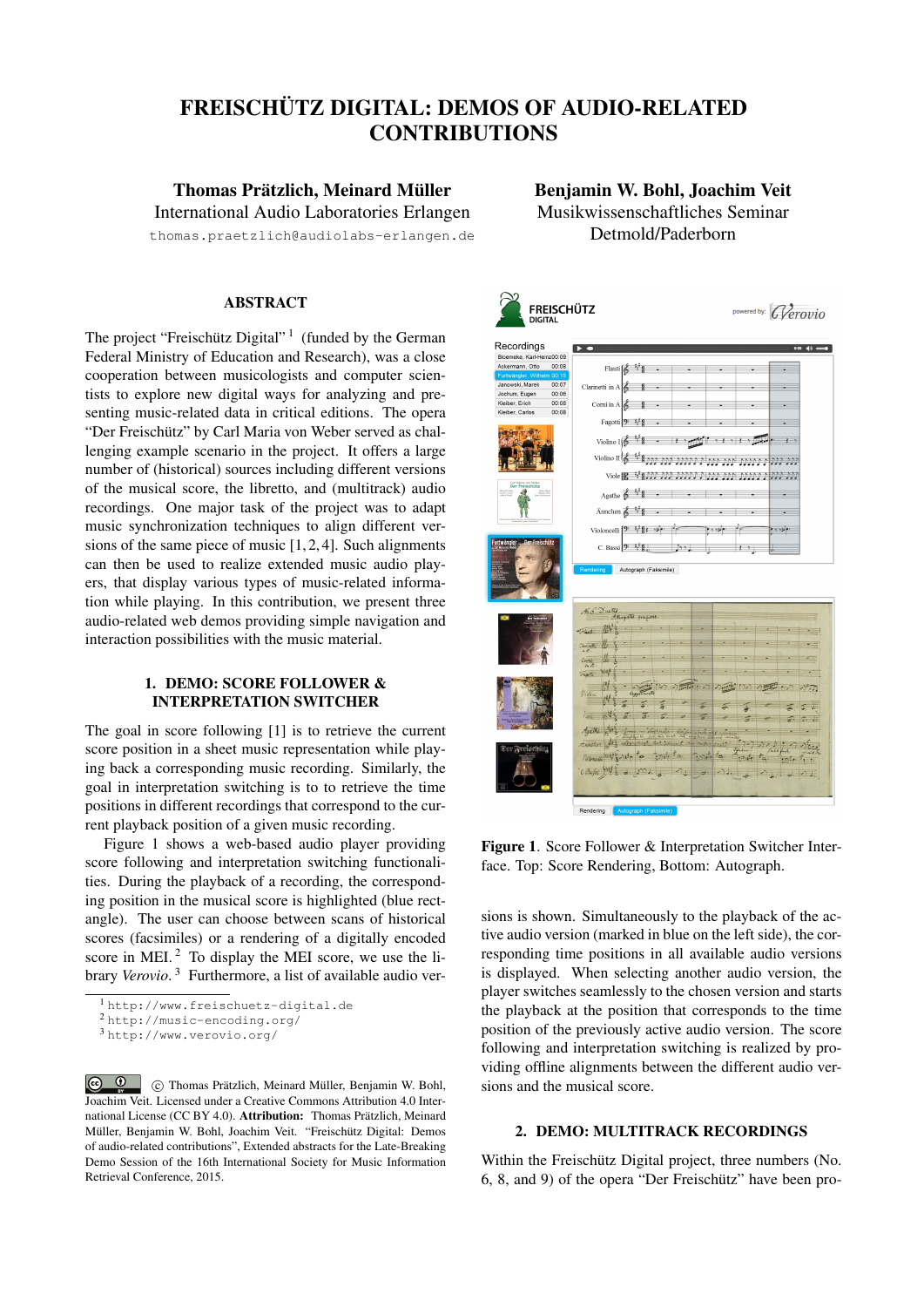# FREISCHÜTZ DIGITAL: DEMOS OF AUDIO-RELATED CONTRIBUTIONS

**Thomas Prätzlich, Meinard Müller**
International Audio Laboratories Erlangen
thomas.praetzlich@audiolabs-erlangen.de

**Benjamin W. Bohl, Joachim Veit**
Musikwissenschaftliches Seminar
Detmold/Paderborn

## ABSTRACT

The project "Freischütz Digital" [1] (funded by the German Federal Ministry of Education and Research), was a close cooperation between musicologists and computer scientists to explore new digital ways for analyzing and presenting music-related data in critical editions. The opera "Der Freischütz" by Carl Maria von Weber served as challenging example scenario in the project. It offers a large number of (historical) sources including different versions of the musical score, the libretto, and (multitrack) audio recordings. One major task of the project was to adapt music synchronization techniques to align different versions of the same piece of music [1, 2, 4]. Such alignments can then be used to realize extended music audio players, that display various types of music-related information while playing. In this contribution, we present three audio-related web demos providing simple navigation and interaction possibilities with the music material.

## 1. DEMO: SCORE FOLLOWER & INTERPRETATION SWITCHER

The goal in score following [1] is to retrieve the current score position in a sheet music representation while playing back a corresponding music recording. Similarly, the goal in interpretation switching is to retrieve the time positions in different recordings that correspond to the current playback position of a given music recording.

Figure 1 shows a web-based audio player providing score following and interpretation switching functionalities. During the playback of a recording, the corresponding position in the musical score is highlighted (blue rectangle). The user can choose between scans of historical scores (facsimiles) or a rendering of a digitally encoded score in MEI. [2] To display the MEI score, we use the library *Verovio*. [3] Furthermore, a list of available audio versions is shown. Simultaneously to the playback of the active audio version (marked in blue on the left side), the corresponding time positions in all available audio versions is displayed. When selecting another audio version, the player switches seamlessly to the chosen version and starts the playback at the position that corresponds to the time position of the previously active audio version. The score following and interpretation switching is realized by providing offline alignments between the different audio versions and the musical score.

**Figure 1**. Score Follower & Interpretation Switcher Interface. Top: Score Rendering, Bottom: Autograph.

## 2. DEMO: MULTITRACK RECORDINGS

Within the Freischütz Digital project, three numbers (No. 6, 8, and 9) of the opera "Der Freischütz" have been pro-

[1] http://www.freischuetz-digital.de
[2] http://music-encoding.org/
[3] http://www.verovio.org/

© Thomas Prätzlich, Meinard Müller, Benjamin W. Bohl, Joachim Veit. Licensed under a Creative Commons Attribution 4.0 International License (CC BY 4.0). **Attribution:** Thomas Prätzlich, Meinard Müller, Benjamin W. Bohl, Joachim Veit. "Freischütz Digital: Demos of audio-related contributions", Extended abstracts for the Late-Breaking Demo Session of the 16th International Society for Music Information Retrieval Conference, 2015.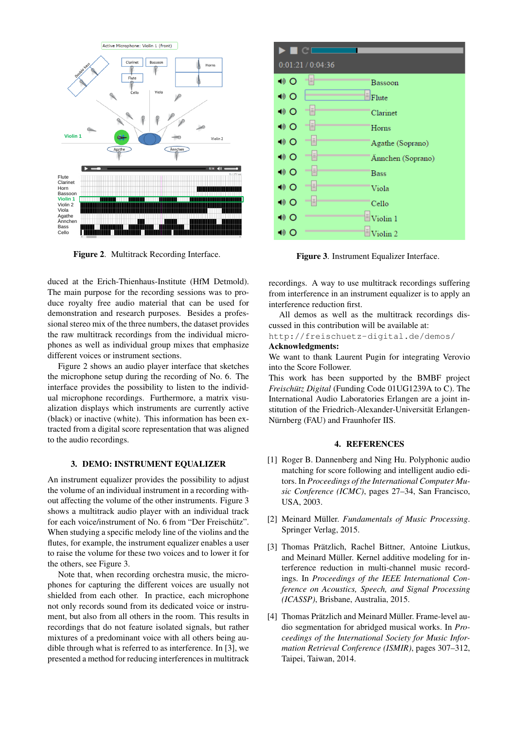Figure 2. Multitrack Recording Interface.

Figure 3. Instrument Equalizer Interface.

duced at the Erich-Thienhaus-Institute (HfM Detmold). The main purpose for the recording sessions was to produce royalty free audio material that can be used for demonstration and research purposes. Besides a professional stereo mix of the three numbers, the dataset provides the raw multitrack recordings from the individual microphones as well as individual group mixes that emphasize different voices or instrument sections.

Figure 2 shows an audio player interface that sketches the microphone setup during the recording of No. 6. The interface provides the possibility to listen to the individual microphone recordings. Furthermore, a matrix visualization displays which instruments are currently active (black) or inactive (white). This information has been extracted from a digital score representation that was aligned to the audio recordings.

## 3. DEMO: INSTRUMENT EQUALIZER

An instrument equalizer provides the possibility to adjust the volume of an individual instrument in a recording without affecting the volume of the other instruments. Figure 3 shows a multitrack audio player with an individual track for each voice/instrument of No. 6 from "Der Freischütz". When studying a specific melody line of the violins and the flutes, for example, the instrument equalizer enables a user to raise the volume for these two voices and to lower it for the others, see Figure 3.

Note that, when recording orchestra music, the microphones for capturing the different voices are usually not shielded from each other. In practice, each microphone not only records sound from its dedicated voice or instrument, but also from all others in the room. This results in recordings that do not feature isolated signals, but rather mixtures of a predominant voice with all others being audible through what is referred to as interference. In [3], we presented a method for reducing interferences in multitrack recordings. A way to use multitrack recordings suffering from interference in an instrument equalizer is to apply an interference reduction first.

All demos as well as the multitrack recordings discussed in this contribution will be available at:
`http://freischuetz-digital.de/demos/`

**Acknowledgments:**
We want to thank Laurent Pugin for integrating Verovio into the Score Follower.
This work has been supported by the BMBF project *Freischütz Digital* (Funding Code 01UG1239A to C). The International Audio Laboratories Erlangen are a joint institution of the Friedrich-Alexander-Universität Erlangen-Nürnberg (FAU) and Fraunhofer IIS.

## 4. REFERENCES

[1] Roger B. Dannenberg and Ning Hu. Polyphonic audio matching for score following and intelligent audio editors. In *Proceedings of the International Computer Music Conference (ICMC)*, pages 27–34, San Francisco, USA, 2003.

[2] Meinard Müller. *Fundamentals of Music Processing*. Springer Verlag, 2015.

[3] Thomas Prätzlich, Rachel Bittner, Antoine Liutkus, and Meinard Müller. Kernel additive modeling for interference reduction in multi-channel music recordings. In *Proceedings of the IEEE International Conference on Acoustics, Speech, and Signal Processing (ICASSP)*, Brisbane, Australia, 2015.

[4] Thomas Prätzlich and Meinard Müller. Frame-level audio segmentation for abridged musical works. In *Proceedings of the International Society for Music Information Retrieval Conference (ISMIR)*, pages 307–312, Taipei, Taiwan, 2014.